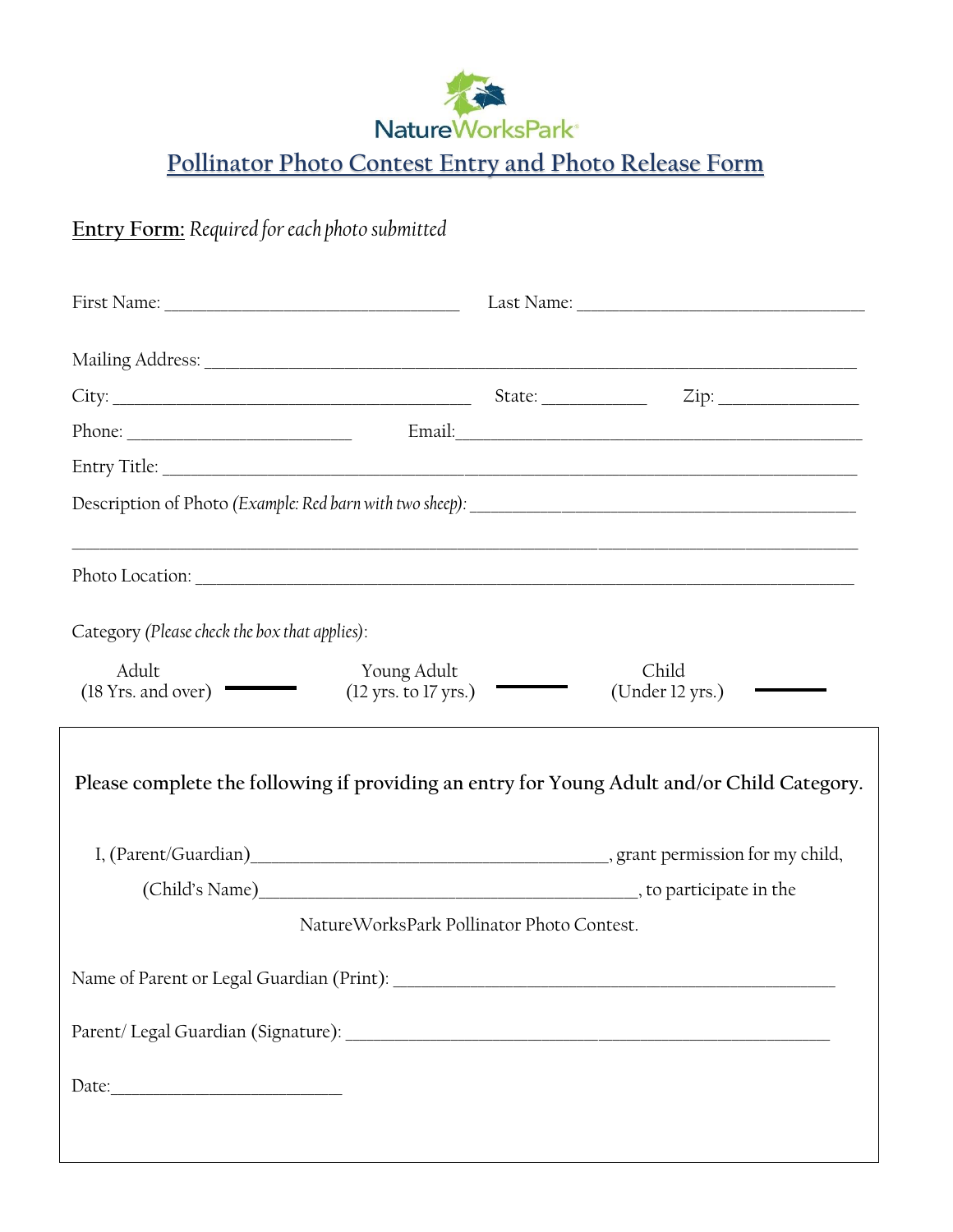NatureWorksPark

# Pollinator Photo Contest Entry and Photo Release Form

**Entry Form:** *Required for each photo submitted*

First Name: ________________________________ Last Name: ________________________________

Mailing Address: ________________________________________________________________________

City: ______________________________________ State: ___________ Zip: ______________

Phone: _________________________ Email: __________________________________________

Entry Title: _____________________________________________________________________

Description of Photo *(Example: Red barn with two sheep)*: ________________________________

_______________________________________________________________________________

Photo Location: __________________________________________________________________

Category *(Please check the box that applies)*:

Adult (18 Yrs. and over) ______ Young Adult (12 yrs. to 17 yrs.) ______ Child (Under 12 yrs.) ______

---

**Please complete the following if providing an entry for Young Adult and/or Child Category.**

I, (Parent/Guardian)_______________________________________, grant permission for my child,

(Child's Name)__________________________________________, to participate in the

NatureWorksPark Pollinator Photo Contest.

Name of Parent or Legal Guardian (Print): ______________________________________________

Parent/ Legal Guardian (Signature): __________________________________________________

Date:_________________________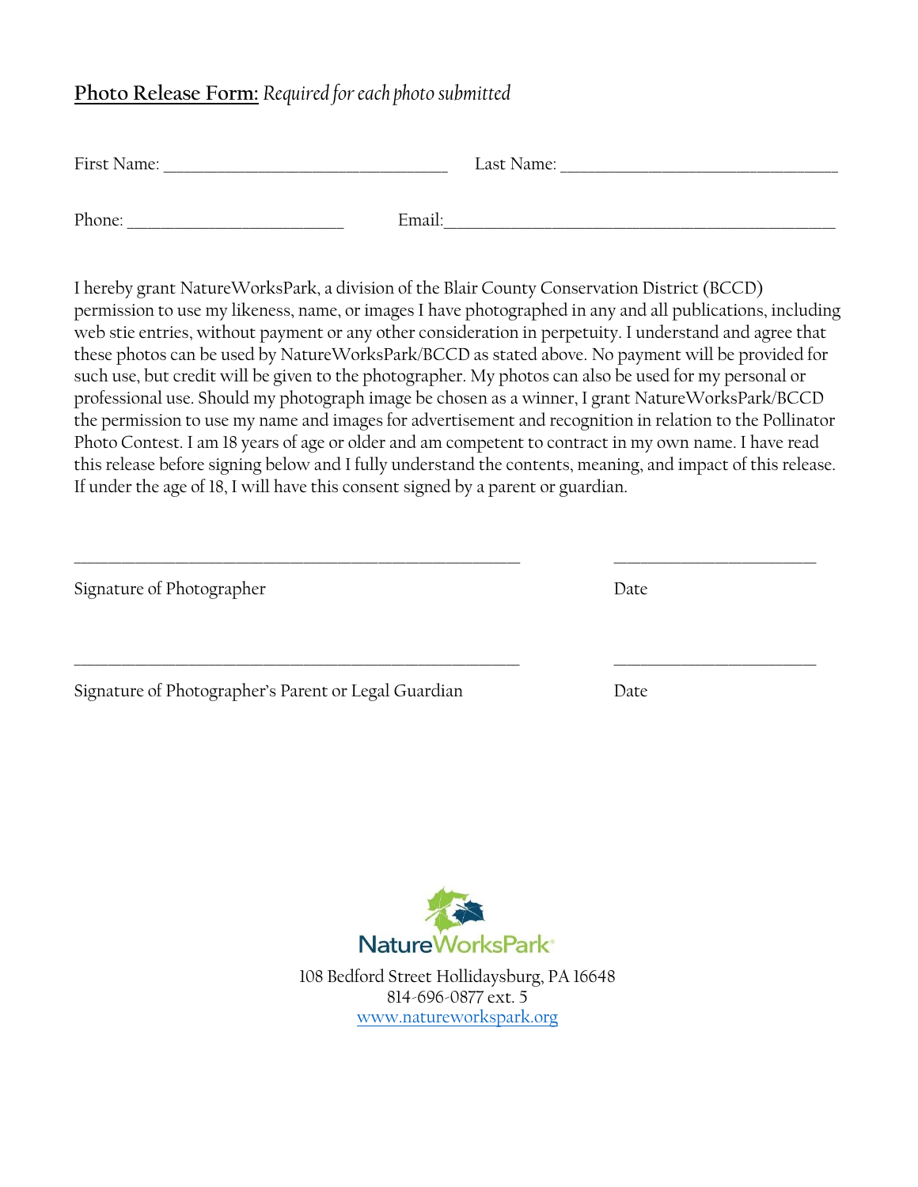**Photo Release Form:** *Required for each photo submitted*

First Name: ________________________________ Last Name: ________________________________

Phone: ________________________ Email: ____________________________________________

I hereby grant NatureWorksPark, a division of the Blair County Conservation District (BCCD) permission to use my likeness, name, or images I have photographed in any and all publications, including web stie entries, without payment or any other consideration in perpetuity. I understand and agree that these photos can be used by NatureWorksPark/BCCD as stated above. No payment will be provided for such use, but credit will be given to the photographer. My photos can also be used for my personal or professional use. Should my photograph image be chosen as a winner, I grant NatureWorksPark/BCCD the permission to use my name and images for advertisement and recognition in relation to the Pollinator Photo Contest. I am 18 years of age or older and am competent to contract in my own name. I have read this release before signing below and I fully understand the contents, meaning, and impact of this release. If under the age of 18, I will have this consent signed by a parent or guardian.

__________________________________________________ ______________________

Signature of Photographer Date

__________________________________________________ ______________________

Signature of Photographer's Parent or Legal Guardian Date

NatureWorksPark

108 Bedford Street Hollidaysburg, PA 16648
814-696-0877 ext. 5
www.natureworkspark.org